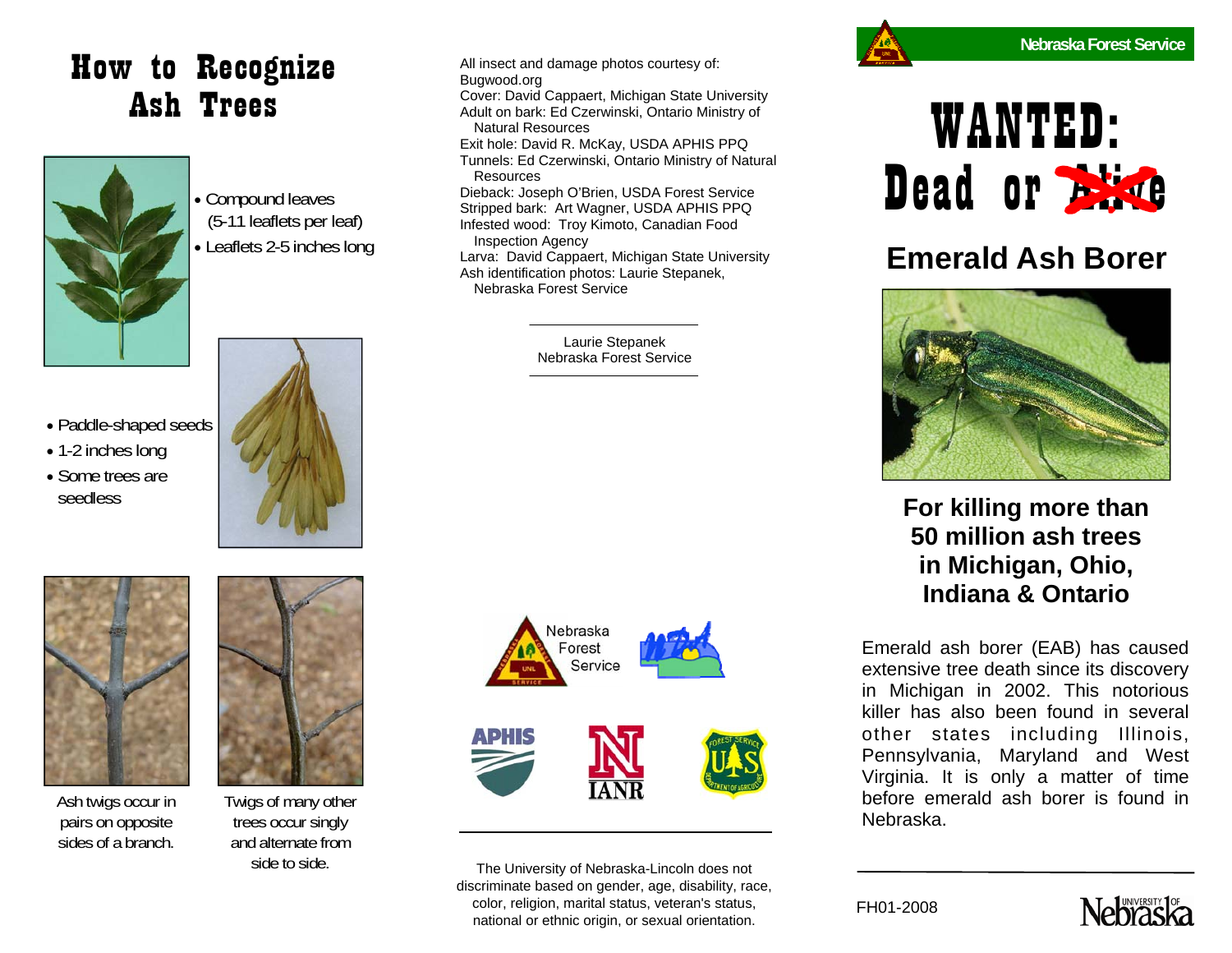# How to Recognize Ash Trees

- Compound leaves (5-11 leaflets per leaf)
- Leaflets 2-5 inches long

- Paddle-shaped seeds
- 1-2 inches long
- Some trees are seedless

Ash twigs occur in pairs on opposite sides of a branch.

Twigs of many other trees occur singly and alternate from side to side.

All insect and damage photos courtesy of: Bugwood.org
Cover: David Cappaert, Michigan State University
Adult on bark: Ed Czerwinski, Ontario Ministry of Natural Resources
Exit hole: David R. McKay, USDA APHIS PPQ
Tunnels: Ed Czerwinski, Ontario Ministry of Natural Resources
Dieback: Joseph O'Brien, USDA Forest Service
Stripped bark: Art Wagner, USDA APHIS PPQ
Infested wood: Troy Kimoto, Canadian Food Inspection Agency
Larva: David Cappaert, Michigan State University
Ash identification photos: Laurie Stepanek, Nebraska Forest Service

Laurie Stepanek
Nebraska Forest Service

Nebraska Forest Service

APHIS

IANR

The University of Nebraska-Lincoln does not discriminate based on gender, age, disability, race, color, religion, marital status, veteran's status, national or ethnic origin, or sexual orientation.

Nebraska Forest Service

# WANTED: Dead or ~~Alive~~

## Emerald Ash Borer

**For killing more than 50 million ash trees in Michigan, Ohio, Indiana & Ontario**

Emerald ash borer (EAB) has caused extensive tree death since its discovery in Michigan in 2002. This notorious killer has also been found in several other states including Illinois, Pennsylvania, Maryland and West Virginia. It is only a matter of time before emerald ash borer is found in Nebraska.

FH01-2008

University of Nebraska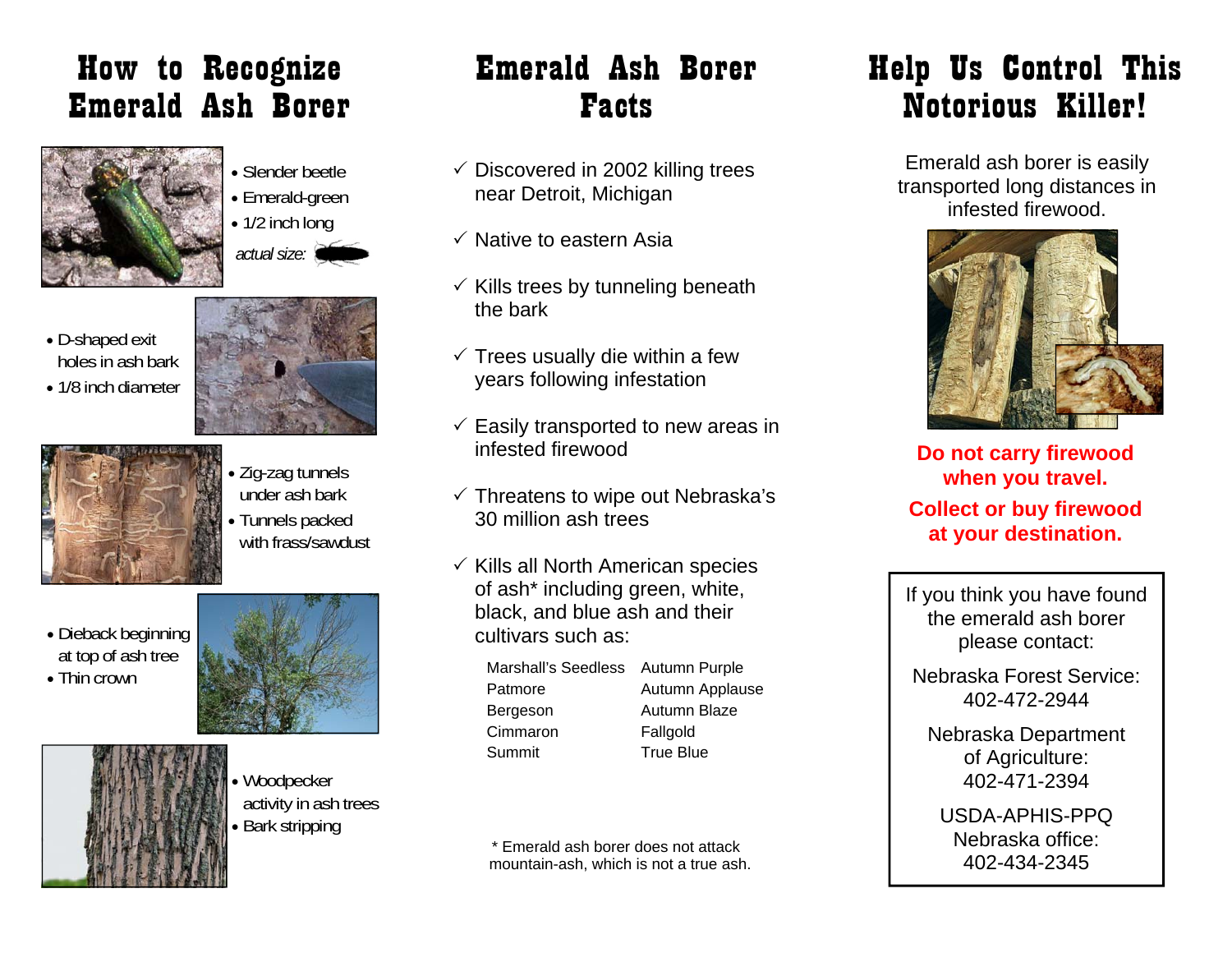# How to Recognize Emerald Ash Borer

- Slender beetle
- Emerald-green
- 1/2 inch long

*actual size:*

- D-shaped exit holes in ash bark
- 1/8 inch diameter

- Zig-zag tunnels under ash bark
- Tunnels packed with frass/sawdust

- Dieback beginning at top of ash tree
- Thin crown

- Woodpecker activity in ash trees
- Bark stripping

# Emerald Ash Borer Facts

- ✓ Discovered in 2002 killing trees near Detroit, Michigan
- ✓ Native to eastern Asia
- ✓ Kills trees by tunneling beneath the bark
- ✓ Trees usually die within a few years following infestation
- ✓ Easily transported to new areas in infested firewood
- ✓ Threatens to wipe out Nebraska's 30 million ash trees
- ✓ Kills all North American species of ash* including green, white, black, and blue ash and their cultivars such as:

| | |
|---|---|
| Marshall's Seedless | Autumn Purple |
| Patmore | Autumn Applause |
| Bergeson | Autumn Blaze |
| Cimmaron | Fallgold |
| Summit | True Blue |

\* Emerald ash borer does not attack mountain-ash, which is not a true ash.

# Help Us Control This Notorious Killer!

Emerald ash borer is easily transported long distances in infested firewood.

**Do not carry firewood when you travel.**

**Collect or buy firewood at your destination.**

If you think you have found the emerald ash borer please contact:

Nebraska Forest Service:
402-472-2944

Nebraska Department of Agriculture:
402-471-2394

USDA-APHIS-PPQ Nebraska office:
402-434-2345